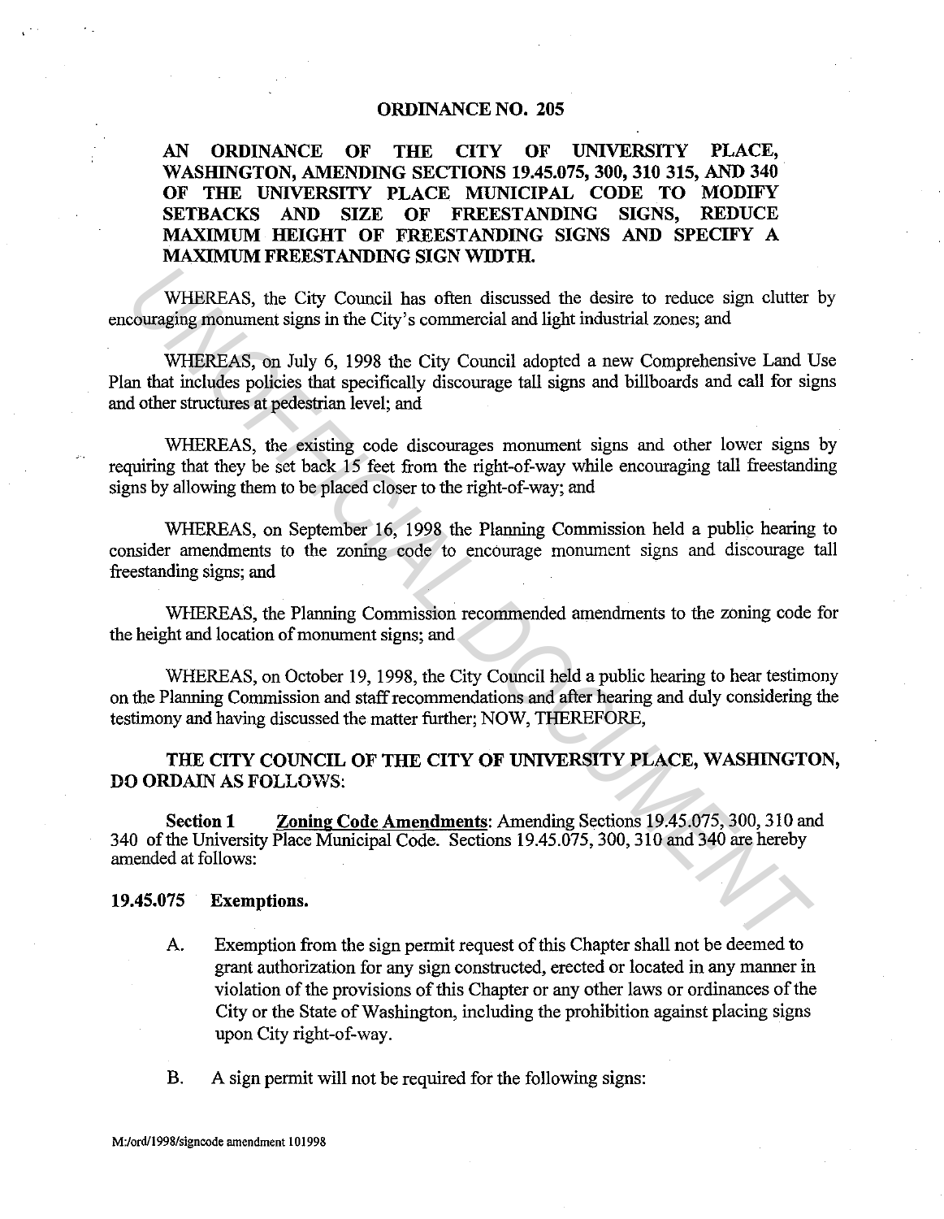# ORDINANCE NO. 205

## AN ORDINANCE OF THE CITY OF UNIVERSITY PLACE, WASHINGTON, AMENDING SECTIONS 19.45.075, 300, 310 315, AND 340 OF THE UNIVERSITY PLACE MUNICIPAL CODE TO MODIFY SETBACKS AND SIZE OF FREESTANDING SIGNS, REDUCE MAXIMUM HEIGHT OF FREESTANDING SIGNS AND SPECIFY A MAXIMUM FREESTANDING SIGN WIDTH.

WHEREAS, the City Council has often discussed the desire to reduce sign clutter by encouraging monument signs in the City's commercial and light industrial zones; and

WHEREAS, on July 6, 1998 the City Council adopted a new Comprehensive Land Use Plan that includes policies that specifically discourage tall signs and billboards and call for signs and other structures at pedestrian level; and

WHEREAS, the existing code discourages monument signs and other lower signs by requiring that they be set back 15 feet from the right-of-way while encouraging tall freestanding signs by allowing them to be placed closer to the right-of-way; and

WHEREAS, on September 16, 1998 the Planning Commission held a public hearing to consider amendments to the zoning code to encourage monument signs and discourage tall freestanding signs; and

WHEREAS, the Planning Commission recommended amendments to the zoning code for the height and location of monument signs; and

WHEREAS, on October 19, 1998, the City Council held a public hearing to hear testimony on the Planning Commission and staff recommendations and after hearing and duly considering the testimony and having discussed the matter further; NOW, THEREFORE,

**THE CITY COUNCIL OF THE CITY OF UNIVERSITY PLACE, WASHINGTON, DO ORDAIN AS FOLLOWS:**

**Section 1** **Zoning Code Amendments**: Amending Sections 19.45.075, 300, 310 and 340 of the University Place Municipal Code. Sections 19.45.075, 300, 310 and 340 are hereby amended at follows:

**19.45.075 Exemptions.**

A. Exemption from the sign permit request of this Chapter shall not be deemed to grant authorization for any sign constructed, erected or located in any manner in violation of the provisions of this Chapter or any other laws or ordinances of the City or the State of Washington, including the prohibition against placing signs upon City right-of-way.

B. A sign permit will not be required for the following signs: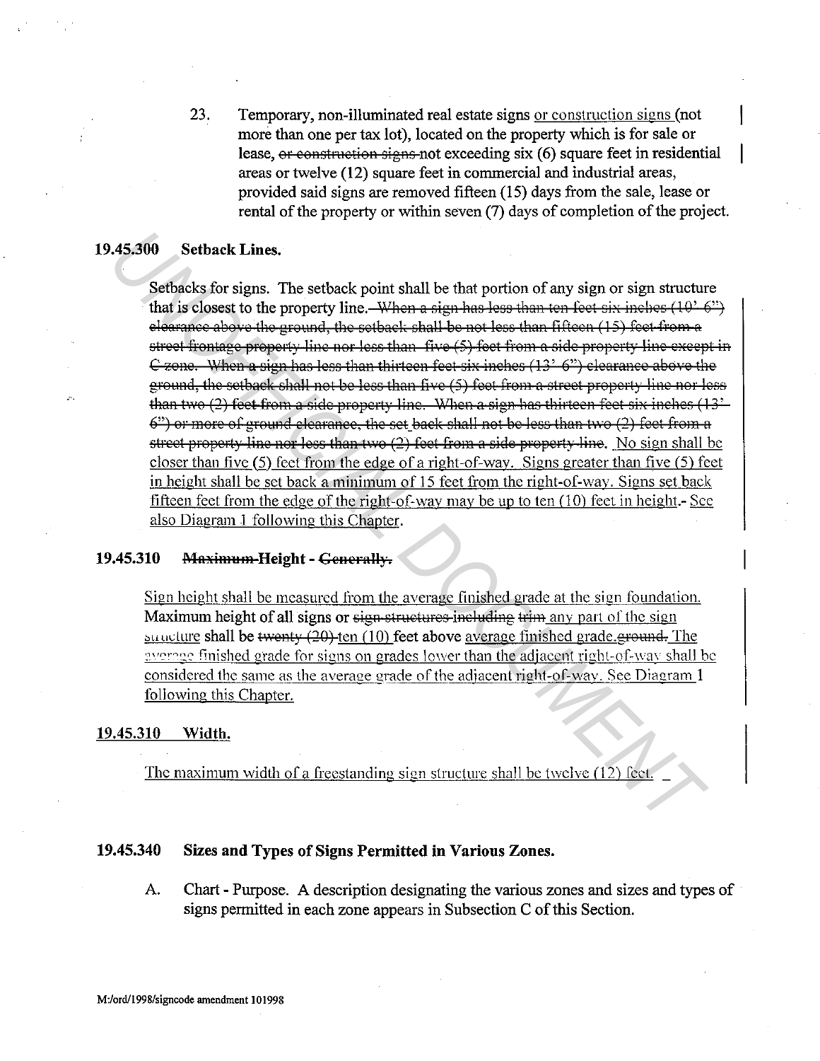23. Temporary, non-illuminated real estate signs or construction signs (not more than one per tax lot), located on the property which is for sale or lease, ~~or construction signs~~ not exceeding six (6) square feet in residential areas or twelve (12) square feet in commercial and industrial areas, provided said signs are removed fifteen (15) days from the sale, lease or rental of the property or within seven (7) days of completion of the project.

**19.45.300 Setback Lines.**

Setbacks for signs. The setback point shall be that portion of any sign or sign structure that is closest to the property line. ~~When a sign has less than ten feet six inches (10' 6") clearance above the ground, the setback shall be not less than fifteen (15) feet from a street frontage property line nor less than five (5) feet from a side property line except in C zone. When a sign has less than thirteen feet six inches (13' 6") clearance above the ground, the setback shall not be less than five (5) feet from a street property line nor less than two (2) feet from a side property line. When a sign has thirteen feet six inches (13' 6") or more of ground clearance, the set back shall not be less than two (2) feet from a street property line nor less than two (2) feet from a side property line.~~ No sign shall be closer than five (5) feet from the edge of a right-of-way. Signs greater than five (5) feet in height shall be set back a minimum of 15 feet from the right-of-way. Signs set back fifteen feet from the edge of the right-of-way may be up to ten (10) feet in height. See also Diagram 1 following this Chapter.

**19.45.310 ~~Maximum~~ Height - ~~Generally.~~**

Sign height shall be measured from the average finished grade at the sign foundation. Maximum height of all signs or ~~sign structures including trim~~ any part of the sign structure shall be ~~twenty (20)~~ ten (10) feet above average finished grade. ~~ground.~~ The average finished grade for signs on grades lower than the adjacent right-of-way shall be considered the same as the average grade of the adjacent right-of-way. See Diagram 1 following this Chapter.

**19.45.310 Width.**

The maximum width of a freestanding sign structure shall be twelve (12) feet.

**19.45.340 Sizes and Types of Signs Permitted in Various Zones.**

A. Chart - Purpose. A description designating the various zones and sizes and types of signs permitted in each zone appears in Subsection C of this Section.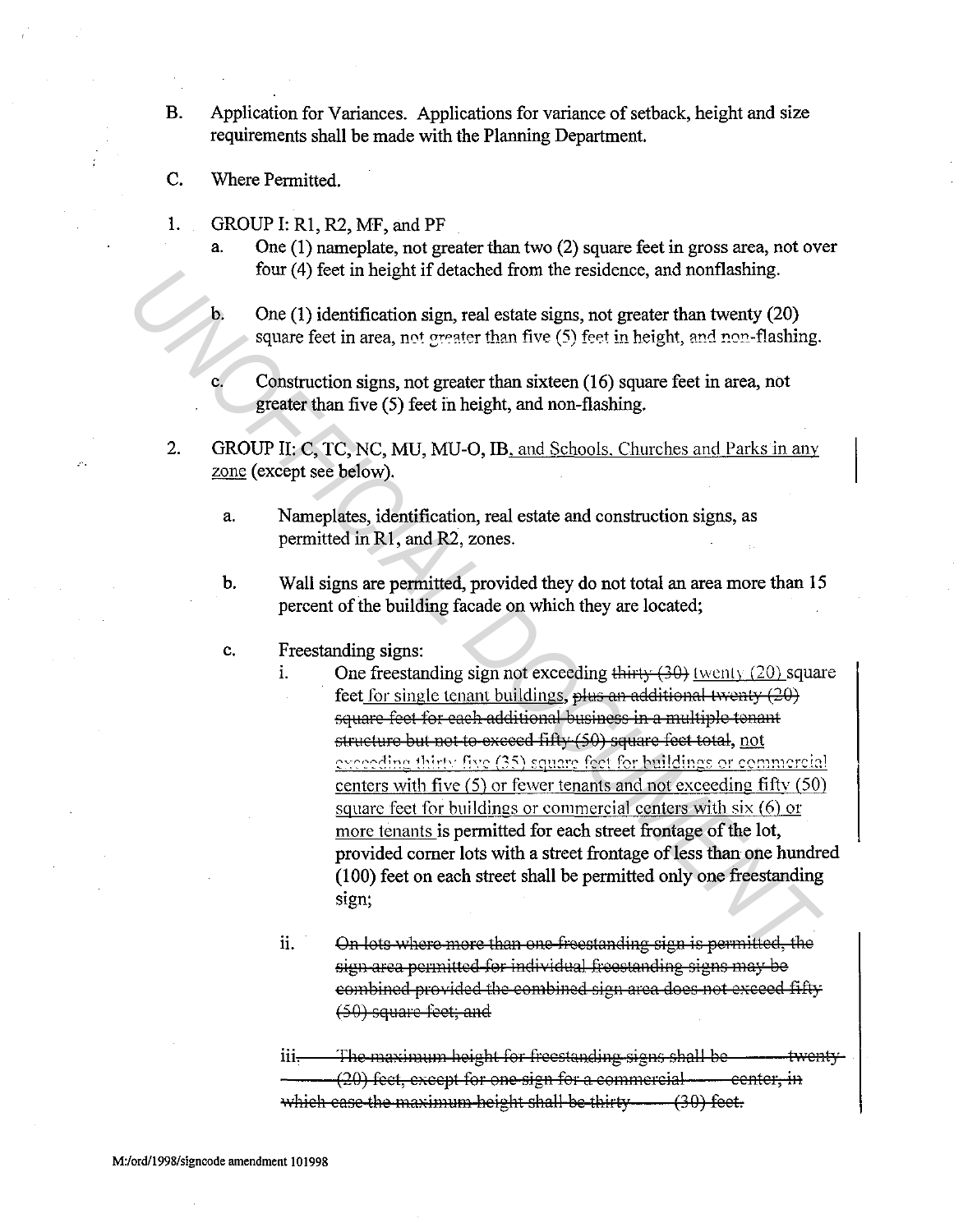B. Application for Variances. Applications for variance of setback, height and size requirements shall be made with the Planning Department.

C. Where Permitted.

1. GROUP I: R1, R2, MF, and PF
   a. One (1) nameplate, not greater than two (2) square feet in gross area, not over four (4) feet in height if detached from the residence, and nonflashing.

   b. One (1) identification sign, real estate signs, not greater than twenty (20) square feet in area, not greater than five (5) feet in height, and non-flashing.

   c. Construction signs, not greater than sixteen (16) square feet in area, not greater than five (5) feet in height, and non-flashing.

2. GROUP II: C, TC, NC, MU, MU-O, IB, and Schools, Churches and Parks in any zone (except see below).

   a. Nameplates, identification, real estate and construction signs, as permitted in R1, and R2, zones.

   b. Wall signs are permitted, provided they do not total an area more than 15 percent of the building facade on which they are located;

   c. Freestanding signs:
      i. One freestanding sign not exceeding ~~thirty (30)~~ twenty (20) square feet for single tenant buildings, ~~plus an additional twenty (20) square feet for each additional business in a multiple tenant structure but not to exceed fifty (50) square feet total~~, not exceeding thirty five (35) square feet for buildings or commercial centers with five (5) or fewer tenants and not exceeding fifty (50) square feet for buildings or commercial centers with six (6) or more tenants is permitted for each street frontage of the lot, provided corner lots with a street frontage of less than one hundred (100) feet on each street shall be permitted only one freestanding sign;

      ii. ~~On lots where more than one freestanding sign is permitted, the sign area permitted for individual freestanding signs may be combined provided the combined sign area does not exceed fifty (50) square feet; and~~

      iii. ~~The maximum height for freestanding signs shall be twenty (20) feet, except for one sign for a commercial center, in which case the maximum height shall be thirty (30) feet.~~

M:/ord/1998/signcode amendment 101998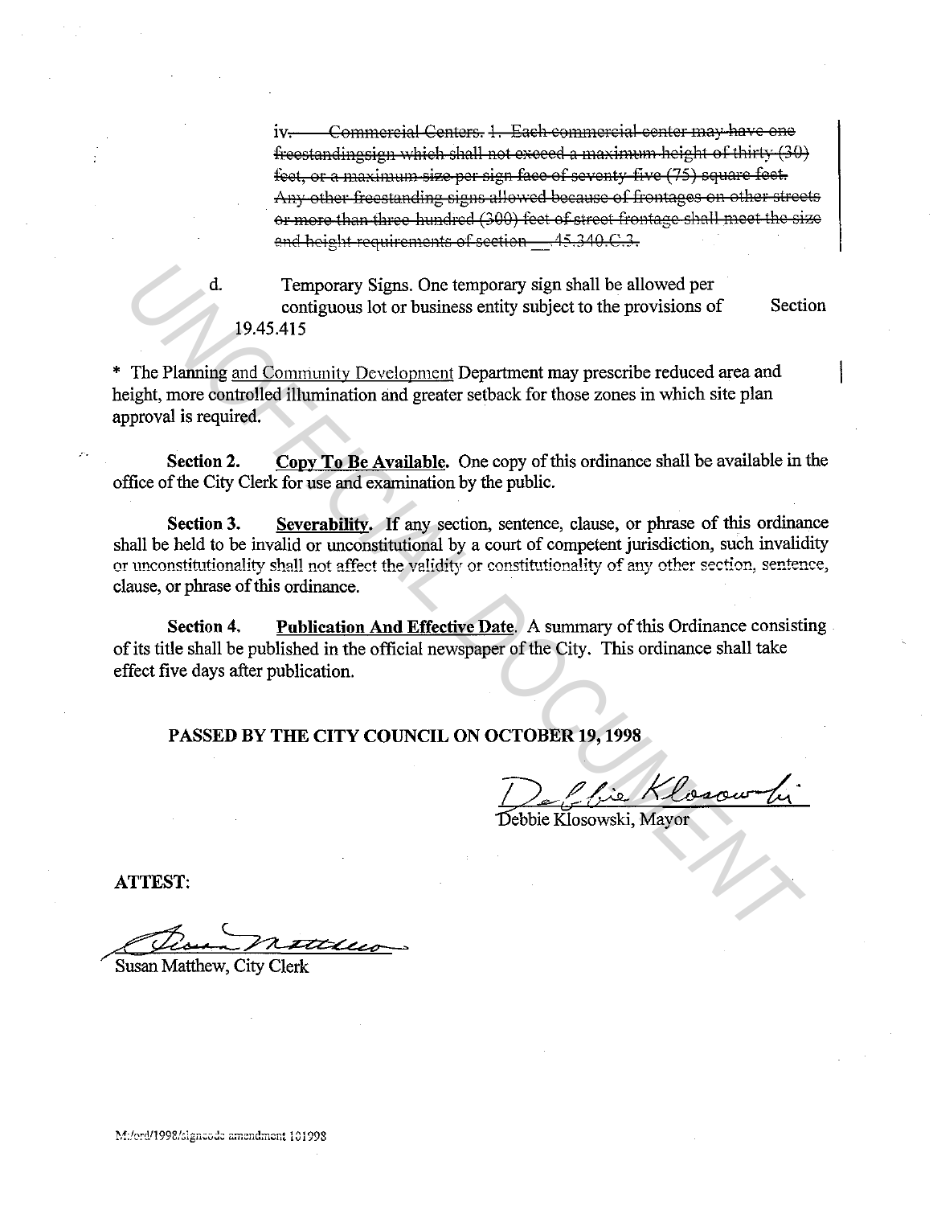~~iv. Commercial Centers. 1. Each commercial center may have one freestandingsign which shall not exceed a maximum height of thirty (30) feet, or a maximum size per sign face of seventy-five (75) square feet. Any other freestanding signs allowed because of frontages on other streets or more than three hundred (300) feet of street frontage shall meet the size and height requirements of section \_\_45.340.C.3.~~

d. Temporary Signs. One temporary sign shall be allowed per contiguous lot or business entity subject to the provisions of Section 19.45.415

* The Planning <u>and Community Development</u> Department may prescribe reduced area and height, more controlled illumination and greater setback for those zones in which site plan approval is required.

**Section 2.** <u>**Copy To Be Available.**</u> One copy of this ordinance shall be available in the office of the City Clerk for use and examination by the public.

**Section 3.** <u>**Severability.**</u> If any section, sentence, clause, or phrase of this ordinance shall be held to be invalid or unconstitutional by a court of competent jurisdiction, such invalidity or unconstitutionality shall not affect the validity or constitutionality of any other section, sentence, clause, or phrase of this ordinance.

**Section 4.** <u>**Publication And Effective Date.**</u> A summary of this Ordinance consisting of its title shall be published in the official newspaper of the City. This ordinance shall take effect five days after publication.

**PASSED BY THE CITY COUNCIL ON OCTOBER 19, 1998**

Debbie Klosowski, Mayor

**ATTEST:**

Susan Matthew, City Clerk

M:/ord/1998/signcode amendment 101998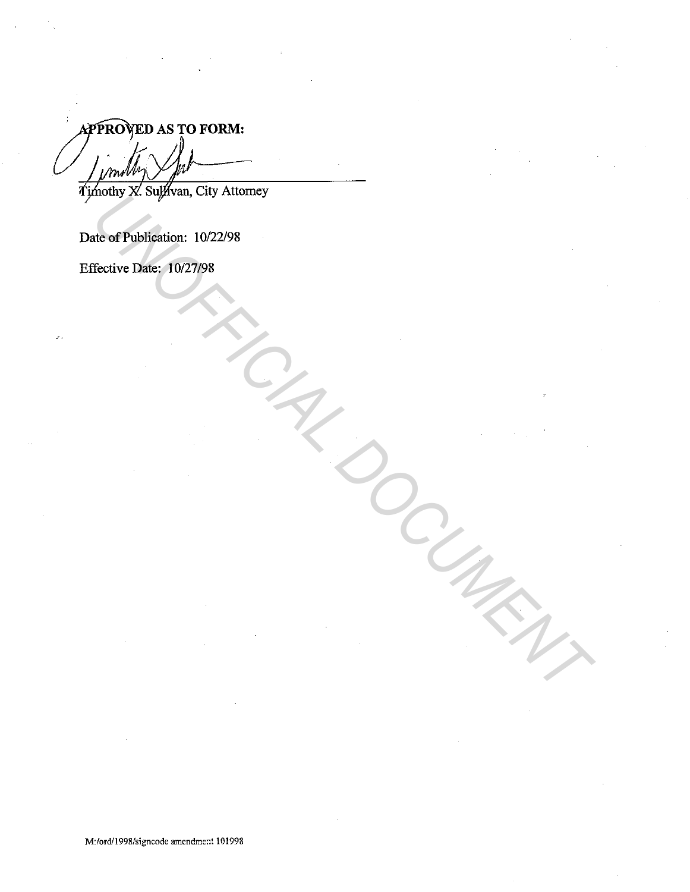**APPROVED AS TO FORM:**

Timothy X. Sullivan, City Attorney

Date of Publication: 10/22/98

Effective Date: 10/27/98

UNOFFICIAL DOCUMENT

M:/ord/1998/signcode amendment 101998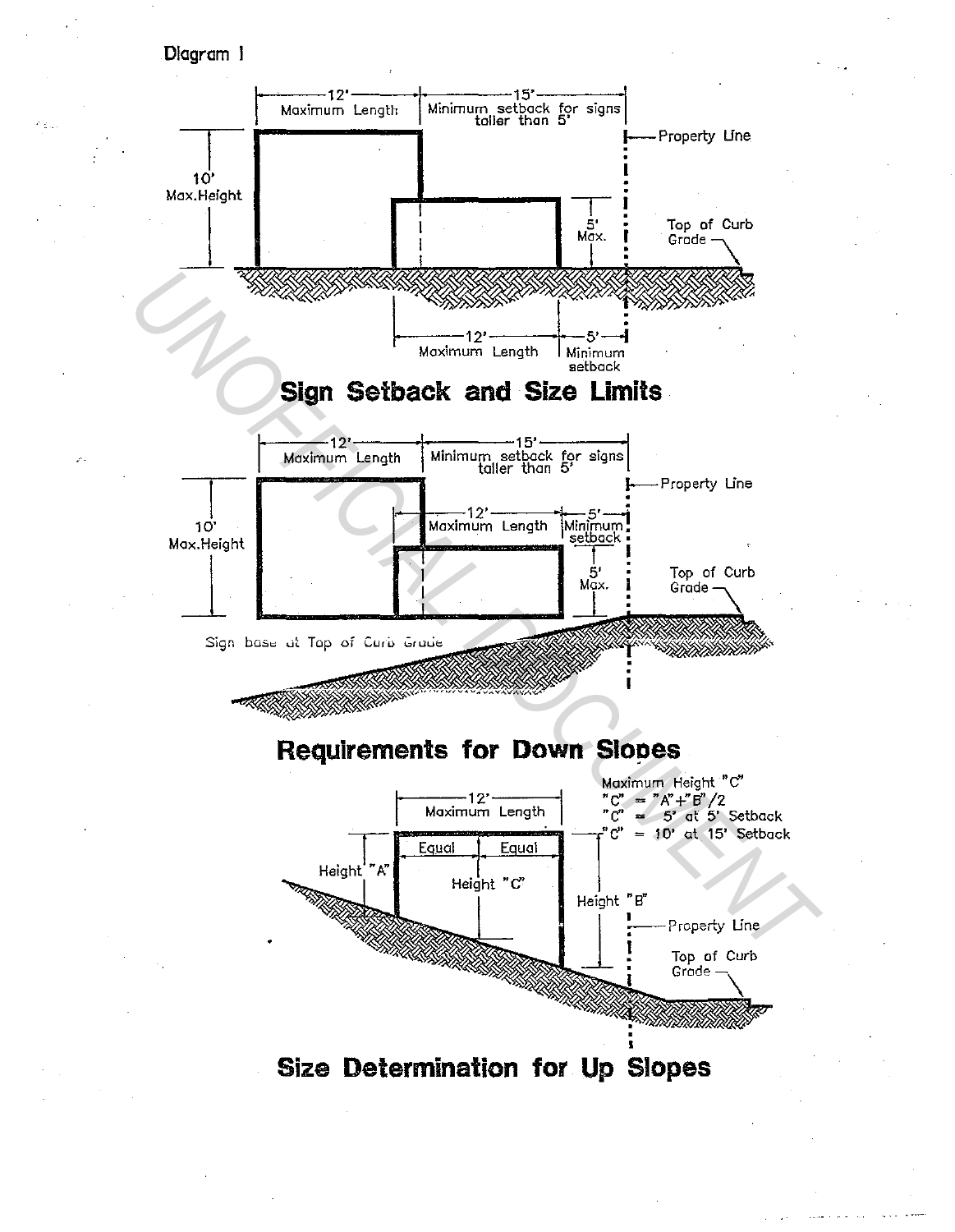Diagram 1

12'
Maximum Length

15'
Minimum setback for signs taller than 5'

Property Line

10'
Max.Height

5'
Max.

Top of Curb Grade

12'
Maximum Length

5'
Minimum setback

## Sign Setback and Size Limits

12'
Maximum Length

15'
Minimum setback for signs taller than 5'

Property Line

12'
Maximum Length

5'
Minimum setback

10'
Max.Height

5'
Max.

Top of Curb Grade

Sign base at Top of Curb Grade

## Requirements for Down Slopes

12'
Maximum Length

Maximum Height "C"
"C" = "A"+"B"/2
"C" = 5' at 5' Setback
"C" = 10' at 15' Setback

Equal

Equal

Height "A"

Height "C"

Height "B"

Property Line

Top of Curb Grade

## Size Determination for Up Slopes

UNOFFICIAL DOCUMENT